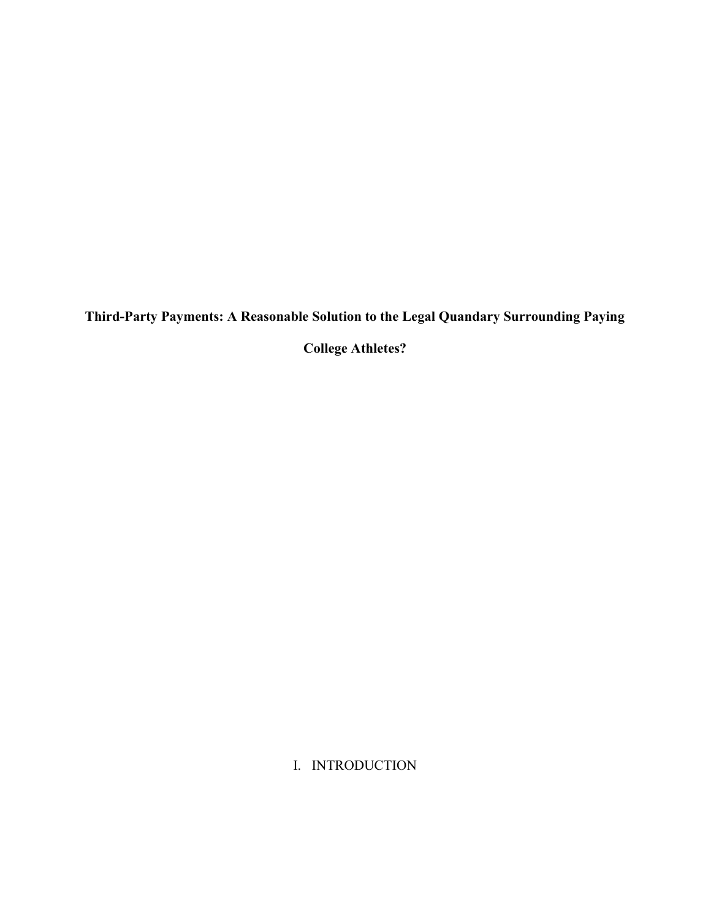# Third-Party Payments: A Reasonable Solution to the Legal Quandary Surrounding Paying College Athletes?

## I. INTRODUCTION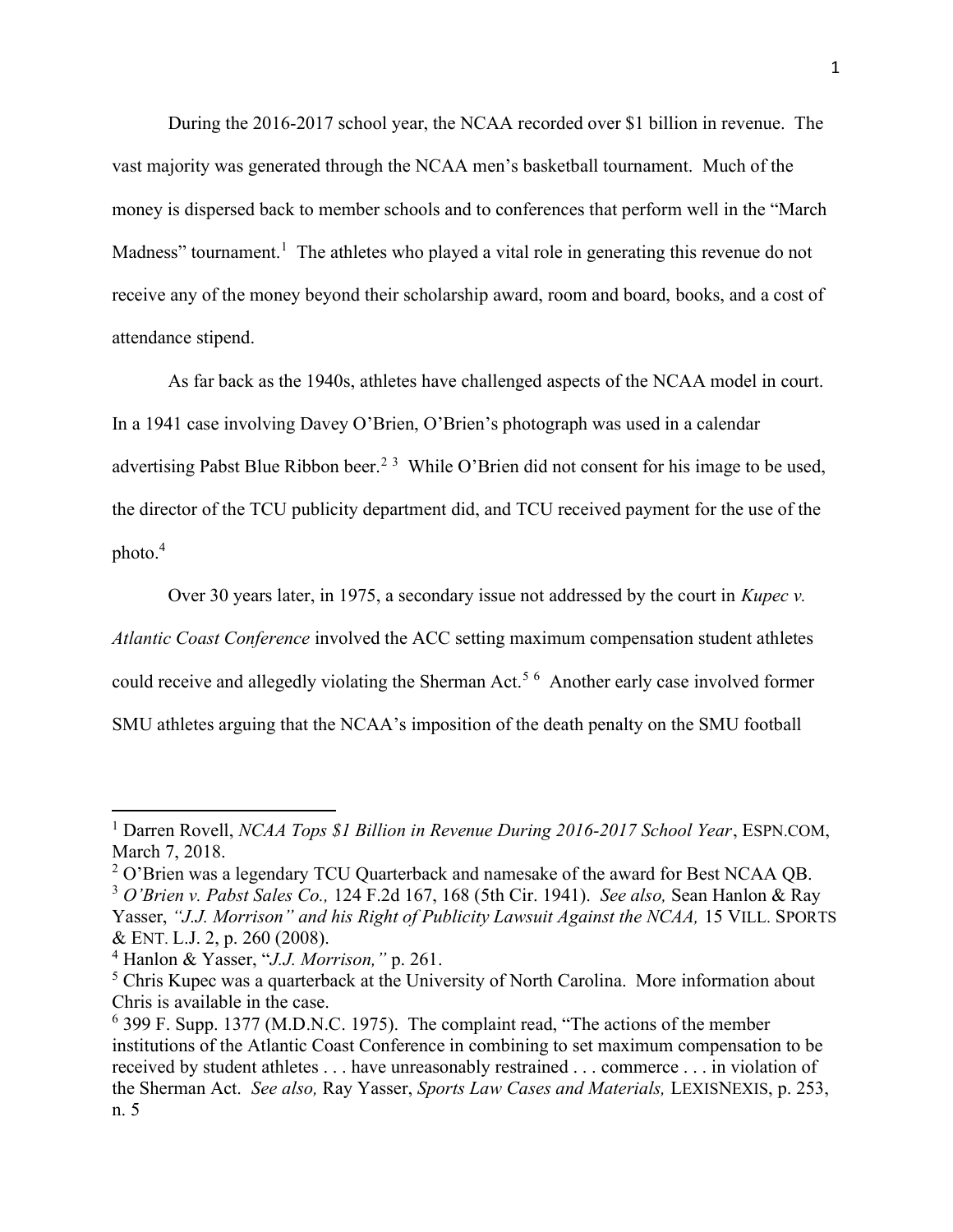During the 2016-2017 school year, the NCAA recorded over $1 billion in revenue. The vast majority was generated through the NCAA men's basketball tournament. Much of the money is dispersed back to member schools and to conferences that perform well in the "March Madness" tournament.[1] The athletes who played a vital role in generating this revenue do not receive any of the money beyond their scholarship award, room and board, books, and a cost of attendance stipend.

As far back as the 1940s, athletes have challenged aspects of the NCAA model in court. In a 1941 case involving Davey O'Brien, O'Brien's photograph was used in a calendar advertising Pabst Blue Ribbon beer.[2] [3] While O'Brien did not consent for his image to be used, the director of the TCU publicity department did, and TCU received payment for the use of the photo.[4]

Over 30 years later, in 1975, a secondary issue not addressed by the court in *Kupec v. Atlantic Coast Conference* involved the ACC setting maximum compensation student athletes could receive and allegedly violating the Sherman Act.[5] [6] Another early case involved former SMU athletes arguing that the NCAA's imposition of the death penalty on the SMU football

---

[1] Darren Rovell, *NCAA Tops $1 Billion in Revenue During 2016-2017 School Year*, ESPN.COM, March 7, 2018.

[2] O'Brien was a legendary TCU Quarterback and namesake of the award for Best NCAA QB.

[3] *O'Brien v. Pabst Sales Co.,* 124 F.2d 167, 168 (5th Cir. 1941). *See also,* Sean Hanlon & Ray Yasser, *"J.J. Morrison" and his Right of Publicity Lawsuit Against the NCAA,* 15 VILL. SPORTS & ENT. L.J. 2, p. 260 (2008).

[4] Hanlon & Yasser, "*J.J. Morrison,"* p. 261.

[5] Chris Kupec was a quarterback at the University of North Carolina. More information about Chris is available in the case.

[6] 399 F. Supp. 1377 (M.D.N.C. 1975). The complaint read, "The actions of the member institutions of the Atlantic Coast Conference in combining to set maximum compensation to be received by student athletes . . . have unreasonably restrained . . . commerce . . . in violation of the Sherman Act. *See also,* Ray Yasser, *Sports Law Cases and Materials,* LEXISNEXIS, p. 253, n. 5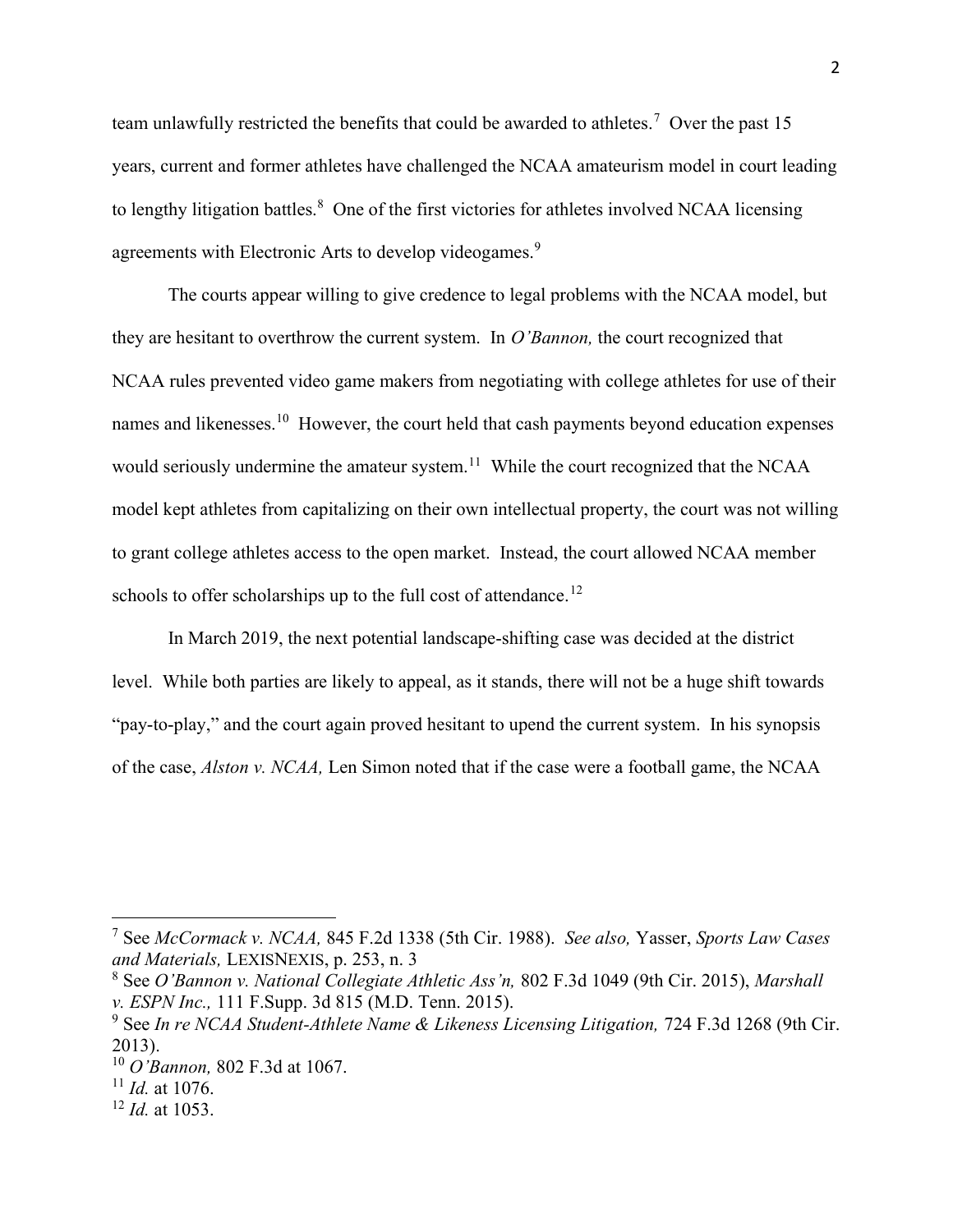team unlawfully restricted the benefits that could be awarded to athletes.[7] Over the past 15 years, current and former athletes have challenged the NCAA amateurism model in court leading to lengthy litigation battles.[8] One of the first victories for athletes involved NCAA licensing agreements with Electronic Arts to develop videogames.[9]

The courts appear willing to give credence to legal problems with the NCAA model, but they are hesitant to overthrow the current system. In *O'Bannon,* the court recognized that NCAA rules prevented video game makers from negotiating with college athletes for use of their names and likenesses.[10] However, the court held that cash payments beyond education expenses would seriously undermine the amateur system.[11] While the court recognized that the NCAA model kept athletes from capitalizing on their own intellectual property, the court was not willing to grant college athletes access to the open market. Instead, the court allowed NCAA member schools to offer scholarships up to the full cost of attendance.[12]

In March 2019, the next potential landscape-shifting case was decided at the district level. While both parties are likely to appeal, as it stands, there will not be a huge shift towards "pay-to-play," and the court again proved hesitant to upend the current system. In his synopsis of the case, *Alston v. NCAA,* Len Simon noted that if the case were a football game, the NCAA

---

[7] See *McCormack v. NCAA,* 845 F.2d 1338 (5th Cir. 1988). *See also,* Yasser, *Sports Law Cases and Materials,* LEXISNEXIS, p. 253, n. 3

[8] See *O'Bannon v. National Collegiate Athletic Ass'n,* 802 F.3d 1049 (9th Cir. 2015), *Marshall v. ESPN Inc.,* 111 F.Supp. 3d 815 (M.D. Tenn. 2015).

[9] See *In re NCAA Student-Athlete Name & Likeness Licensing Litigation,* 724 F.3d 1268 (9th Cir. 2013).

[10] *O'Bannon,* 802 F.3d at 1067.

[11] *Id.* at 1076.

[12] *Id.* at 1053.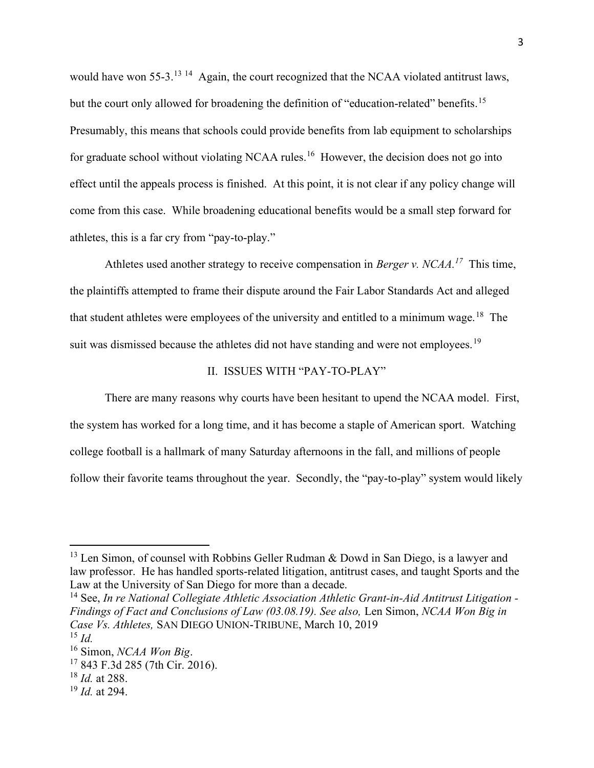would have won 55-3.[13] [14] Again, the court recognized that the NCAA violated antitrust laws, but the court only allowed for broadening the definition of "education-related" benefits.[15] Presumably, this means that schools could provide benefits from lab equipment to scholarships for graduate school without violating NCAA rules.[16] However, the decision does not go into effect until the appeals process is finished. At this point, it is not clear if any policy change will come from this case. While broadening educational benefits would be a small step forward for athletes, this is a far cry from "pay-to-play."

Athletes used another strategy to receive compensation in *Berger v. NCAA.*[17] This time, the plaintiffs attempted to frame their dispute around the Fair Labor Standards Act and alleged that student athletes were employees of the university and entitled to a minimum wage.[18] The suit was dismissed because the athletes did not have standing and were not employees.[19]

## II. ISSUES WITH "PAY-TO-PLAY"

There are many reasons why courts have been hesitant to upend the NCAA model. First, the system has worked for a long time, and it has become a staple of American sport. Watching college football is a hallmark of many Saturday afternoons in the fall, and millions of people follow their favorite teams throughout the year. Secondly, the "pay-to-play" system would likely

---

[13] Len Simon, of counsel with Robbins Geller Rudman & Dowd in San Diego, is a lawyer and law professor. He has handled sports-related litigation, antitrust cases, and taught Sports and the Law at the University of San Diego for more than a decade.

[14] See, *In re National Collegiate Athletic Association Athletic Grant-in-Aid Antitrust Litigation - Findings of Fact and Conclusions of Law (03.08.19). See also,* Len Simon, *NCAA Won Big in Case Vs. Athletes,* SAN DIEGO UNION-TRIBUNE, March 10, 2019

[15] *Id.*

[16] Simon, *NCAA Won Big*.

[17] 843 F.3d 285 (7th Cir. 2016).

[18] *Id.* at 288.

[19] *Id.* at 294.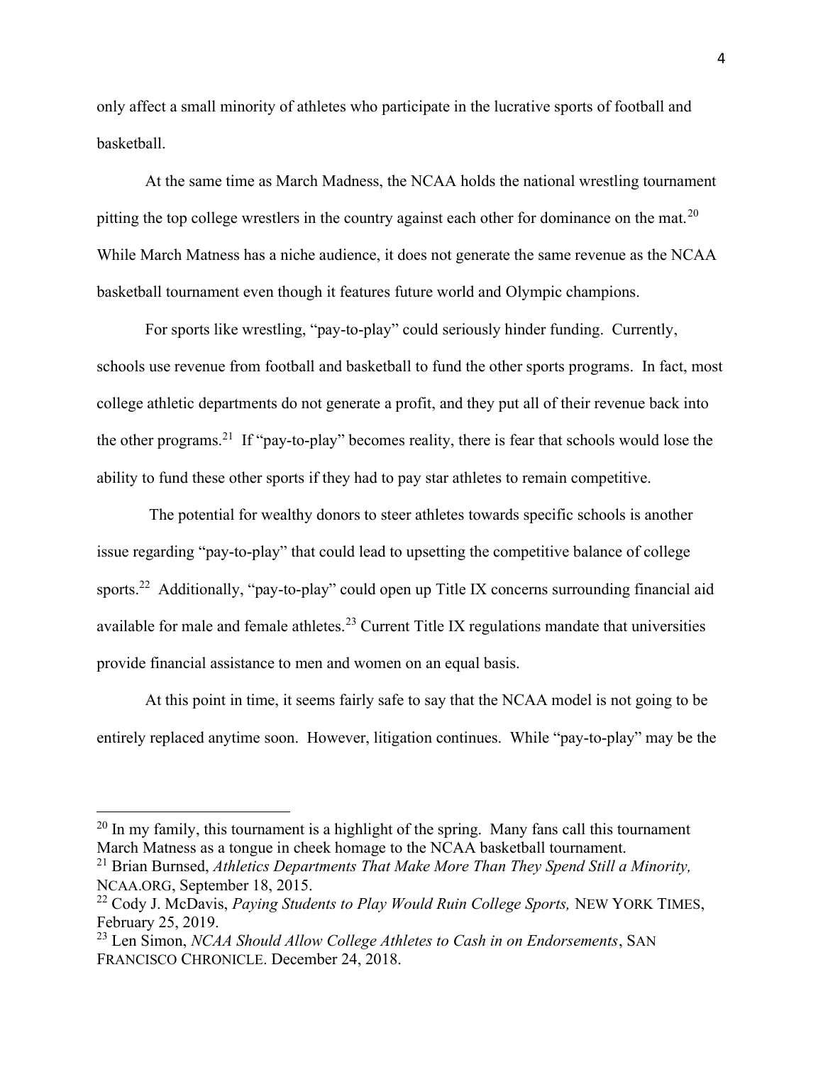only affect a small minority of athletes who participate in the lucrative sports of football and basketball.

At the same time as March Madness, the NCAA holds the national wrestling tournament pitting the top college wrestlers in the country against each other for dominance on the mat.[20] While March Matness has a niche audience, it does not generate the same revenue as the NCAA basketball tournament even though it features future world and Olympic champions.

For sports like wrestling, "pay-to-play" could seriously hinder funding. Currently, schools use revenue from football and basketball to fund the other sports programs. In fact, most college athletic departments do not generate a profit, and they put all of their revenue back into the other programs.[21] If "pay-to-play" becomes reality, there is fear that schools would lose the ability to fund these other sports if they had to pay star athletes to remain competitive.

The potential for wealthy donors to steer athletes towards specific schools is another issue regarding "pay-to-play" that could lead to upsetting the competitive balance of college sports.[22] Additionally, "pay-to-play" could open up Title IX concerns surrounding financial aid available for male and female athletes.[23] Current Title IX regulations mandate that universities provide financial assistance to men and women on an equal basis.

At this point in time, it seems fairly safe to say that the NCAA model is not going to be entirely replaced anytime soon. However, litigation continues. While "pay-to-play" may be the

---

[20] In my family, this tournament is a highlight of the spring. Many fans call this tournament March Matness as a tongue in cheek homage to the NCAA basketball tournament.

[21] Brian Burnsed, *Athletics Departments That Make More Than They Spend Still a Minority,* NCAA.ORG, September 18, 2015.

[22] Cody J. McDavis, *Paying Students to Play Would Ruin College Sports,* NEW YORK TIMES, February 25, 2019.

[23] Len Simon, *NCAA Should Allow College Athletes to Cash in on Endorsements*, SAN FRANCISCO CHRONICLE. December 24, 2018.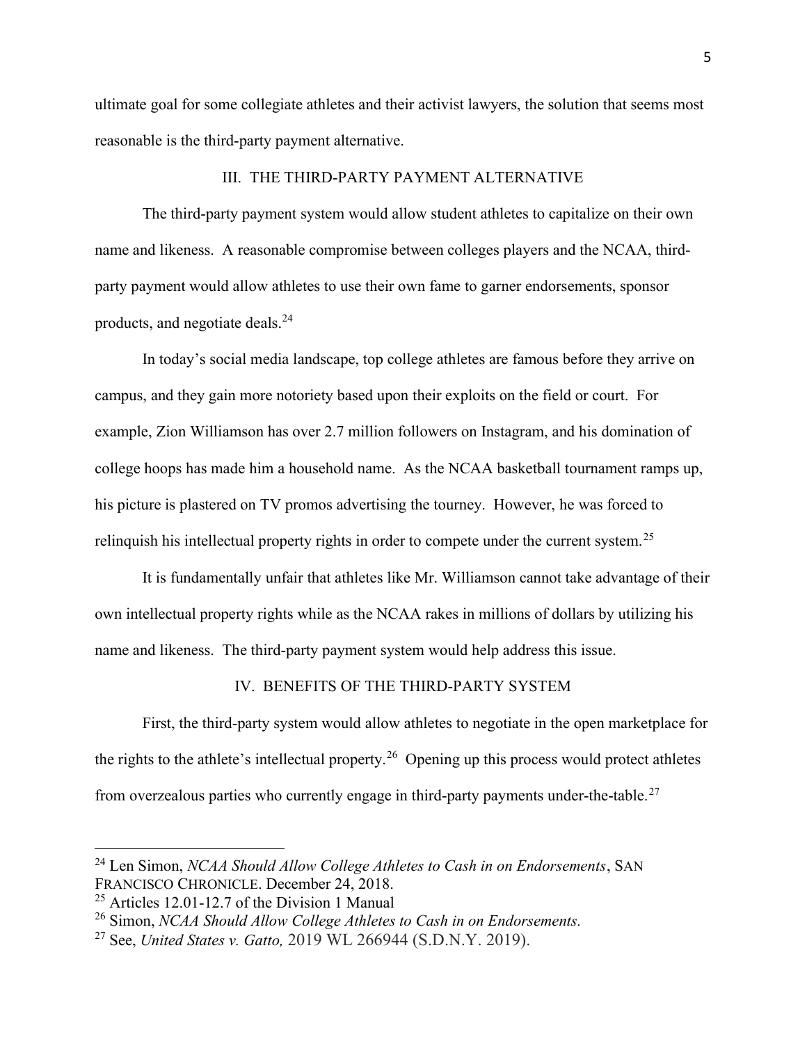ultimate goal for some collegiate athletes and their activist lawyers, the solution that seems most reasonable is the third-party payment alternative.

## III. THE THIRD-PARTY PAYMENT ALTERNATIVE

The third-party payment system would allow student athletes to capitalize on their own name and likeness. A reasonable compromise between colleges players and the NCAA, third-party payment would allow athletes to use their own fame to garner endorsements, sponsor products, and negotiate deals.[24]

In today's social media landscape, top college athletes are famous before they arrive on campus, and they gain more notoriety based upon their exploits on the field or court. For example, Zion Williamson has over 2.7 million followers on Instagram, and his domination of college hoops has made him a household name. As the NCAA basketball tournament ramps up, his picture is plastered on TV promos advertising the tourney. However, he was forced to relinquish his intellectual property rights in order to compete under the current system.[25]

It is fundamentally unfair that athletes like Mr. Williamson cannot take advantage of their own intellectual property rights while as the NCAA rakes in millions of dollars by utilizing his name and likeness. The third-party payment system would help address this issue.

## IV. BENEFITS OF THE THIRD-PARTY SYSTEM

First, the third-party system would allow athletes to negotiate in the open marketplace for the rights to the athlete's intellectual property.[26] Opening up this process would protect athletes from overzealous parties who currently engage in third-party payments under-the-table.[27]

---

[24] Len Simon, *NCAA Should Allow College Athletes to Cash in on Endorsements*, SAN FRANCISCO CHRONICLE. December 24, 2018.
[25] Articles 12.01-12.7 of the Division 1 Manual
[26] Simon, *NCAA Should Allow College Athletes to Cash in on Endorsements.*
[27] See, *United States v. Gatto,* 2019 WL 266944 (S.D.N.Y. 2019).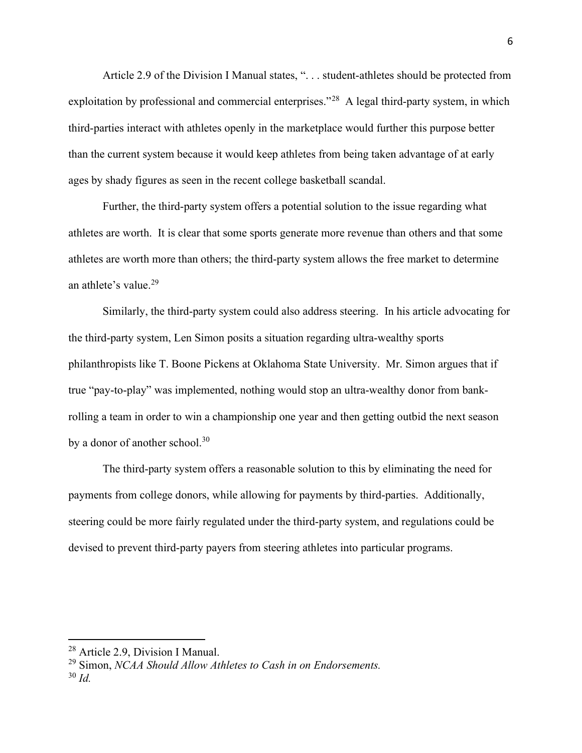Article 2.9 of the Division I Manual states, ". . . student-athletes should be protected from exploitation by professional and commercial enterprises."[28] A legal third-party system, in which third-parties interact with athletes openly in the marketplace would further this purpose better than the current system because it would keep athletes from being taken advantage of at early ages by shady figures as seen in the recent college basketball scandal.

Further, the third-party system offers a potential solution to the issue regarding what athletes are worth. It is clear that some sports generate more revenue than others and that some athletes are worth more than others; the third-party system allows the free market to determine an athlete's value.[29]

Similarly, the third-party system could also address steering. In his article advocating for the third-party system, Len Simon posits a situation regarding ultra-wealthy sports philanthropists like T. Boone Pickens at Oklahoma State University. Mr. Simon argues that if true "pay-to-play" was implemented, nothing would stop an ultra-wealthy donor from bank-rolling a team in order to win a championship one year and then getting outbid the next season by a donor of another school.[30]

The third-party system offers a reasonable solution to this by eliminating the need for payments from college donors, while allowing for payments by third-parties. Additionally, steering could be more fairly regulated under the third-party system, and regulations could be devised to prevent third-party payers from steering athletes into particular programs.

---

[28] Article 2.9, Division I Manual.

[29] Simon, *NCAA Should Allow Athletes to Cash in on Endorsements.*

[30] *Id.*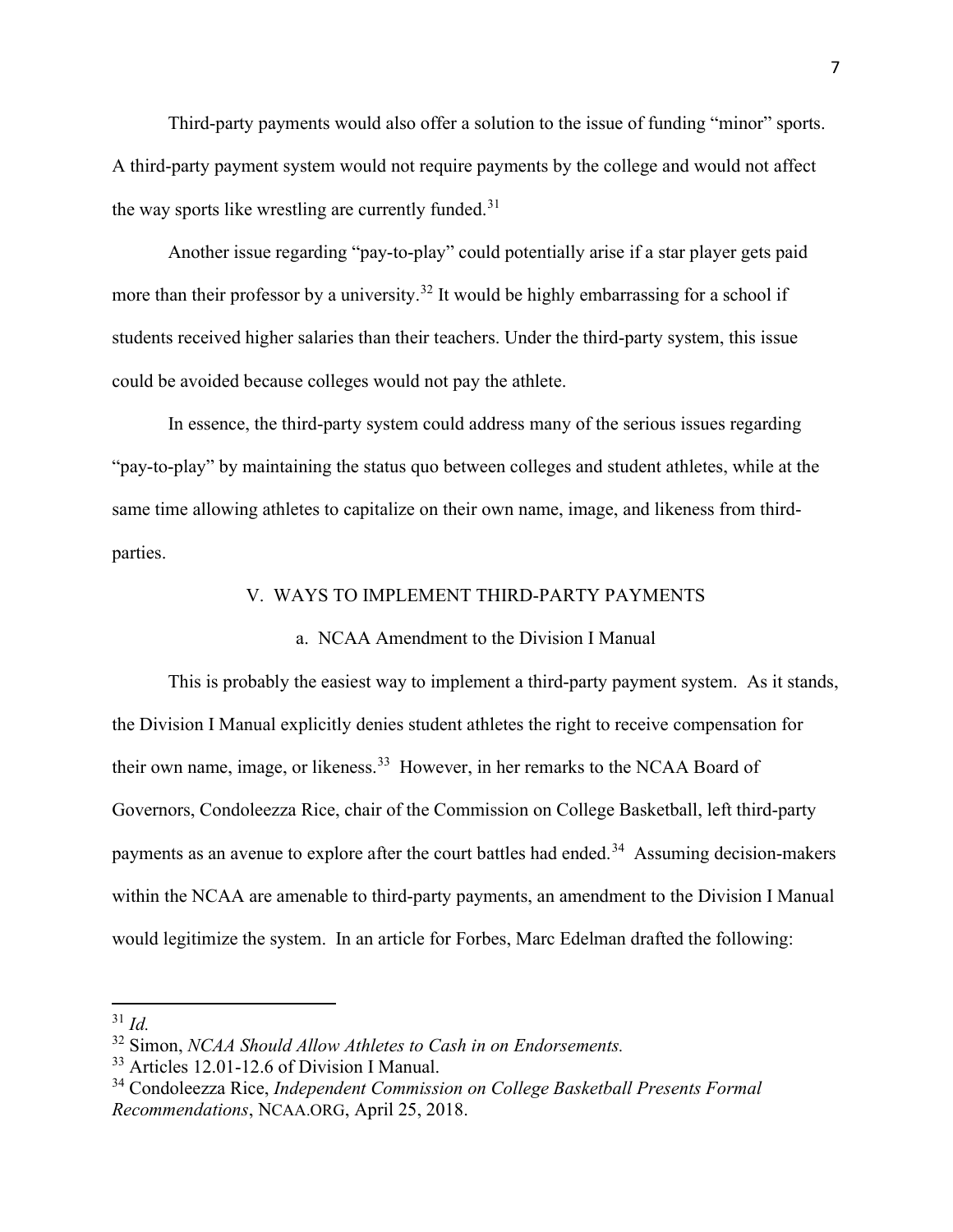Third-party payments would also offer a solution to the issue of funding "minor" sports. A third-party payment system would not require payments by the college and would not affect the way sports like wrestling are currently funded.[31]

Another issue regarding "pay-to-play" could potentially arise if a star player gets paid more than their professor by a university.[32] It would be highly embarrassing for a school if students received higher salaries than their teachers. Under the third-party system, this issue could be avoided because colleges would not pay the athlete.

In essence, the third-party system could address many of the serious issues regarding "pay-to-play" by maintaining the status quo between colleges and student athletes, while at the same time allowing athletes to capitalize on their own name, image, and likeness from third-parties.

## V. WAYS TO IMPLEMENT THIRD-PARTY PAYMENTS

### a. NCAA Amendment to the Division I Manual

This is probably the easiest way to implement a third-party payment system. As it stands, the Division I Manual explicitly denies student athletes the right to receive compensation for their own name, image, or likeness.[33] However, in her remarks to the NCAA Board of Governors, Condoleezza Rice, chair of the Commission on College Basketball, left third-party payments as an avenue to explore after the court battles had ended.[34] Assuming decision-makers within the NCAA are amenable to third-party payments, an amendment to the Division I Manual would legitimize the system. In an article for Forbes, Marc Edelman drafted the following:

---

[31] *Id.*

[32] Simon, *NCAA Should Allow Athletes to Cash in on Endorsements.*

[33] Articles 12.01-12.6 of Division I Manual.

[34] Condoleezza Rice, *Independent Commission on College Basketball Presents Formal Recommendations*, NCAA.ORG, April 25, 2018.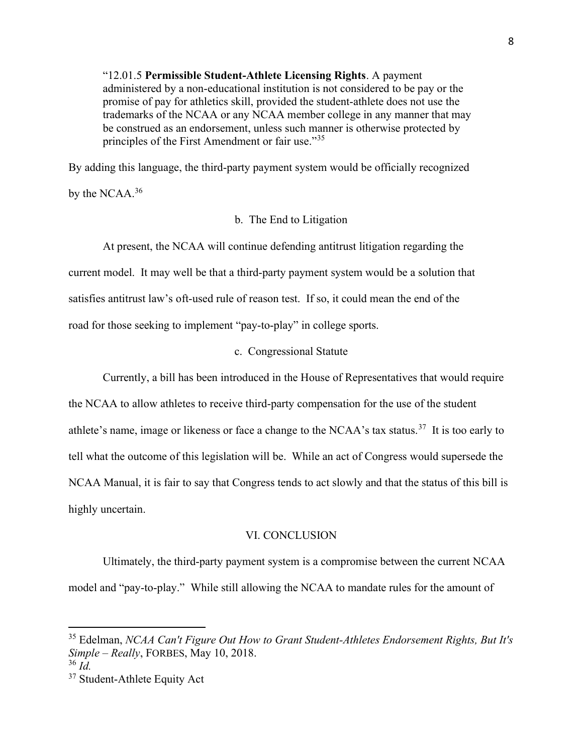> "12.01.5 **Permissible Student-Athlete Licensing Rights**. A payment administered by a non-educational institution is not considered to be pay or the promise of pay for athletics skill, provided the student-athlete does not use the trademarks of the NCAA or any NCAA member college in any manner that may be construed as an endorsement, unless such manner is otherwise protected by principles of the First Amendment or fair use."[35]

By adding this language, the third-party payment system would be officially recognized by the NCAA.[36]

### b. The End to Litigation

At present, the NCAA will continue defending antitrust litigation regarding the current model. It may well be that a third-party payment system would be a solution that satisfies antitrust law's oft-used rule of reason test. If so, it could mean the end of the road for those seeking to implement "pay-to-play" in college sports.

### c. Congressional Statute

Currently, a bill has been introduced in the House of Representatives that would require the NCAA to allow athletes to receive third-party compensation for the use of the student athlete's name, image or likeness or face a change to the NCAA's tax status.[37] It is too early to tell what the outcome of this legislation will be. While an act of Congress would supersede the NCAA Manual, it is fair to say that Congress tends to act slowly and that the status of this bill is highly uncertain.

## VI. CONCLUSION

Ultimately, the third-party payment system is a compromise between the current NCAA model and "pay-to-play." While still allowing the NCAA to mandate rules for the amount of

---

[35] Edelman, *NCAA Can't Figure Out How to Grant Student-Athletes Endorsement Rights, But It's Simple – Really*, FORBES, May 10, 2018.

[36] *Id.*

[37] Student-Athlete Equity Act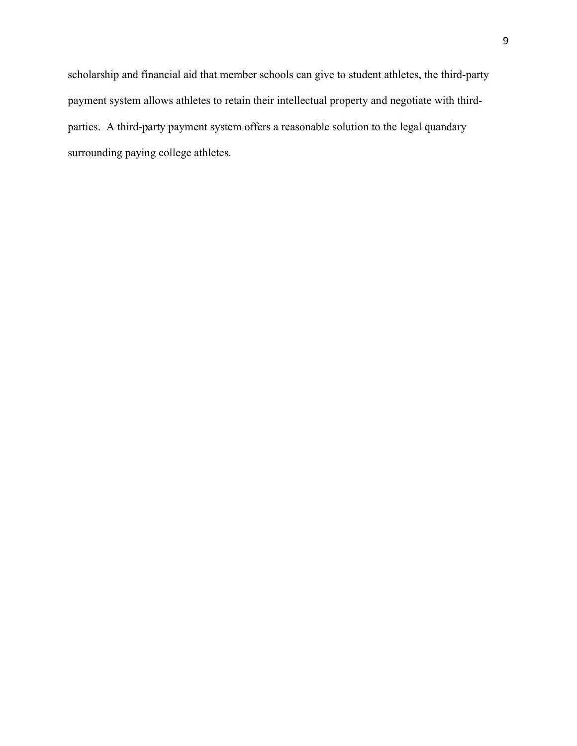scholarship and financial aid that member schools can give to student athletes, the third-party payment system allows athletes to retain their intellectual property and negotiate with third-parties. A third-party payment system offers a reasonable solution to the legal quandary surrounding paying college athletes.